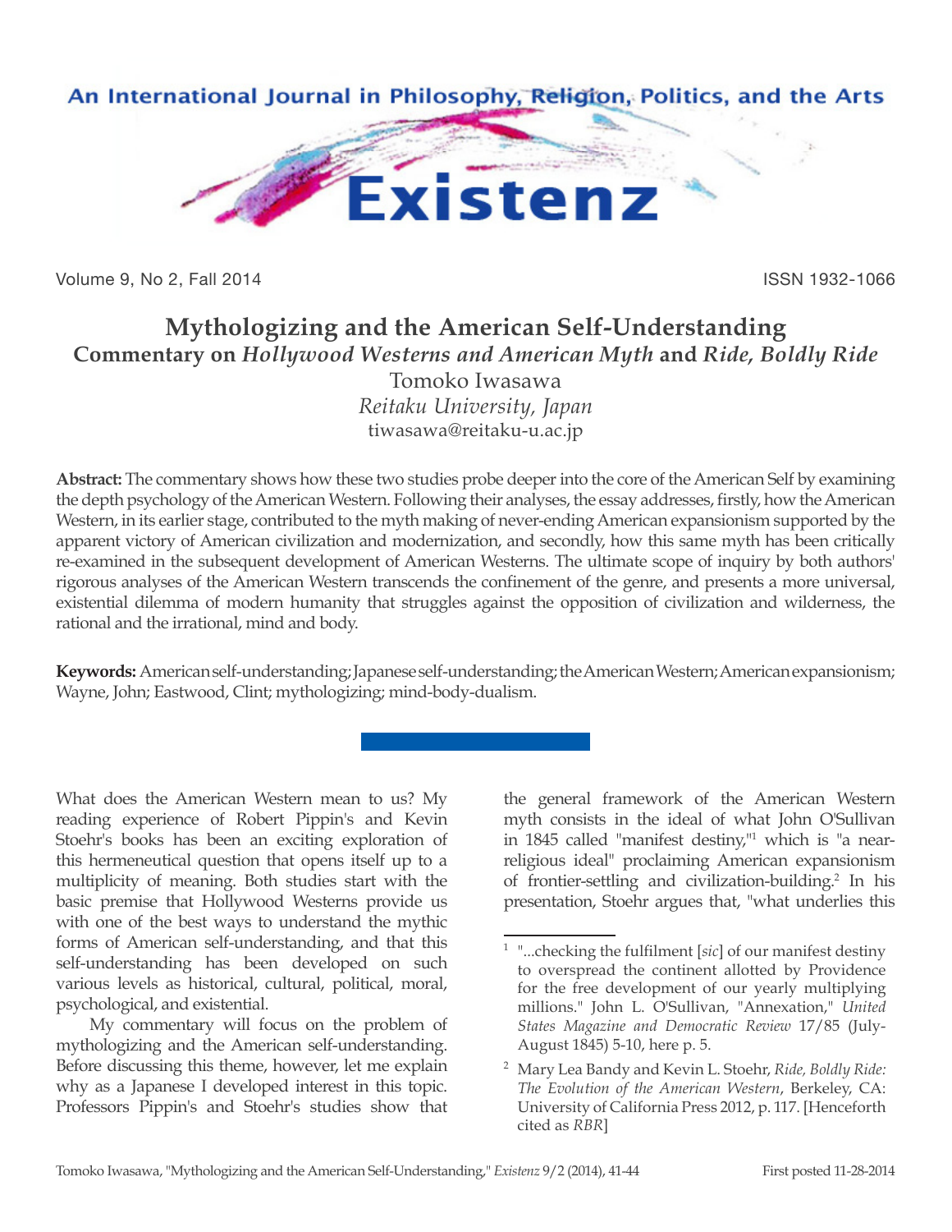# Mythologizing and the American Self-Understanding

## Commentary on *Hollywood Westerns and American Myth* and *Ride, Boldly Ride*

Tomoko Iwasawa
*Reitaku University, Japan*
tiwasawa@reitaku-u.ac.jp

**Abstract:** The commentary shows how these two studies probe deeper into the core of the American Self by examining the depth psychology of the American Western. Following their analyses, the essay addresses, firstly, how the American Western, in its earlier stage, contributed to the myth making of never-ending American expansionism supported by the apparent victory of American civilization and modernization, and secondly, how this same myth has been critically re-examined in the subsequent development of American Westerns. The ultimate scope of inquiry by both authors' rigorous analyses of the American Western transcends the confinement of the genre, and presents a more universal, existential dilemma of modern humanity that struggles against the opposition of civilization and wilderness, the rational and the irrational, mind and body.

**Keywords:** American self-understanding; Japanese self-understanding; the American Western; American expansionism; Wayne, John; Eastwood, Clint; mythologizing; mind-body-dualism.

---

What does the American Western mean to us? My reading experience of Robert Pippin's and Kevin Stoehr's books has been an exciting exploration of this hermeneutical question that opens itself up to a multiplicity of meaning. Both studies start with the basic premise that Hollywood Westerns provide us with one of the best ways to understand the mythic forms of American self-understanding, and that this self-understanding has been developed on such various levels as historical, cultural, political, moral, psychological, and existential.

My commentary will focus on the problem of mythologizing and the American self-understanding. Before discussing this theme, however, let me explain why as a Japanese I developed interest in this topic. Professors Pippin's and Stoehr's studies show that the general framework of the American Western myth consists in the ideal of what John O'Sullivan in 1845 called "manifest destiny,"[1] which is "a near-religious ideal" proclaiming American expansionism of frontier-settling and civilization-building.[2] In his presentation, Stoehr argues that, "what underlies this

---

[1] "...checking the fulfilment [*sic*] of our manifest destiny to overspread the continent allotted by Providence for the free development of our yearly multiplying millions." John L. O'Sullivan, "Annexation," *United States Magazine and Democratic Review* 17/85 (July-August 1845) 5-10, here p. 5.

[2] Mary Lea Bandy and Kevin L. Stoehr, *Ride, Boldly Ride: The Evolution of the American Western*, Berkeley, CA: University of California Press 2012, p. 117. [Henceforth cited as *RBR*]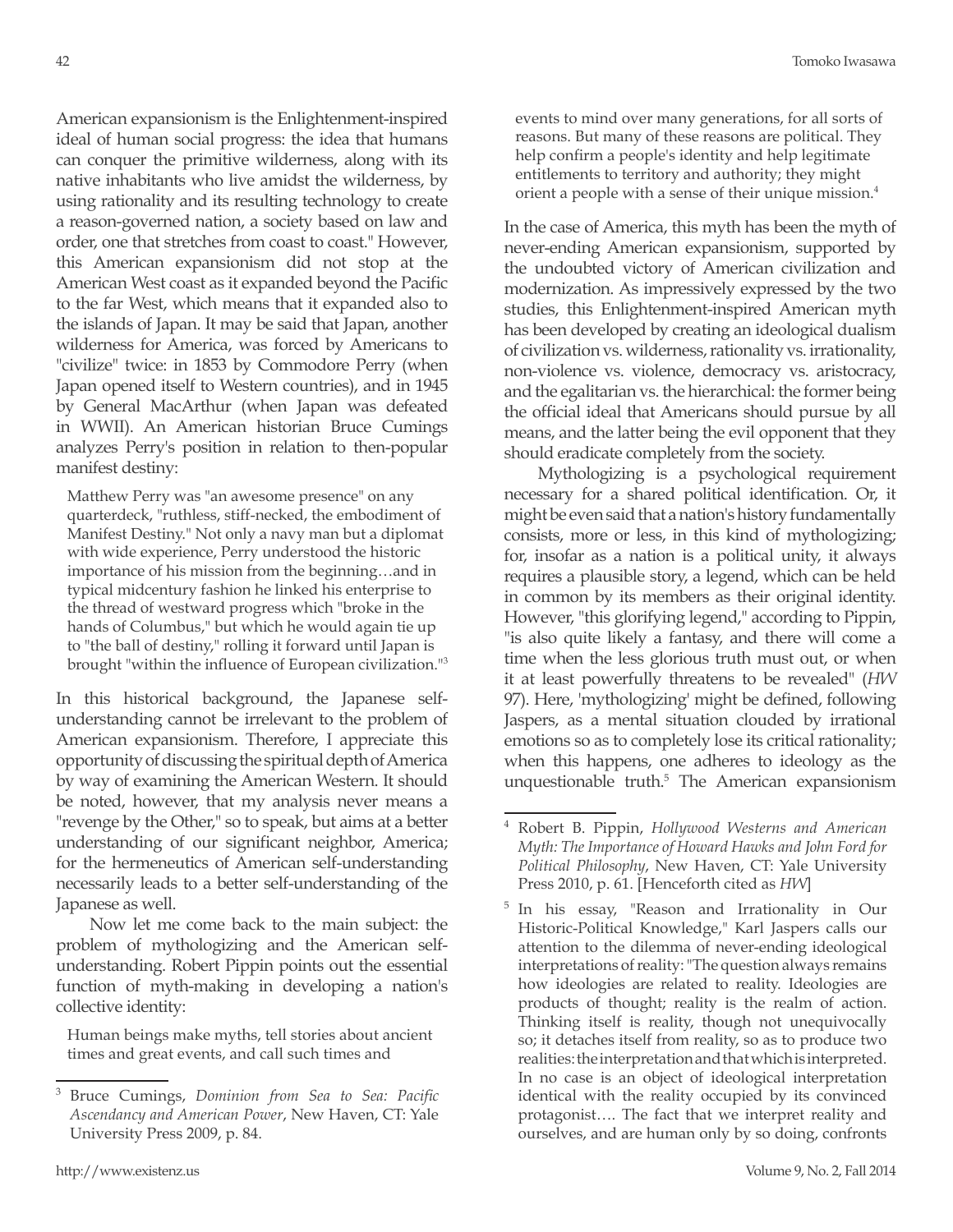American expansionism is the Enlightenment-inspired ideal of human social progress: the idea that humans can conquer the primitive wilderness, along with its native inhabitants who live amidst the wilderness, by using rationality and its resulting technology to create a reason-governed nation, a society based on law and order, one that stretches from coast to coast." However, this American expansionism did not stop at the American West coast as it expanded beyond the Pacific to the far West, which means that it expanded also to the islands of Japan. It may be said that Japan, another wilderness for America, was forced by Americans to "civilize" twice: in 1853 by Commodore Perry (when Japan opened itself to Western countries), and in 1945 by General MacArthur (when Japan was defeated in WWII). An American historian Bruce Cumings analyzes Perry's position in relation to then-popular manifest destiny:

> Matthew Perry was "an awesome presence" on any quarterdeck, "ruthless, stiff-necked, the embodiment of Manifest Destiny." Not only a navy man but a diplomat with wide experience, Perry understood the historic importance of his mission from the beginning…and in typical midcentury fashion he linked his enterprise to the thread of westward progress which "broke in the hands of Columbus," but which he would again tie up to "the ball of destiny," rolling it forward until Japan is brought "within the influence of European civilization."[3]

In this historical background, the Japanese self-understanding cannot be irrelevant to the problem of American expansionism. Therefore, I appreciate this opportunity of discussing the spiritual depth of America by way of examining the American Western. It should be noted, however, that my analysis never means a "revenge by the Other," so to speak, but aims at a better understanding of our significant neighbor, America; for the hermeneutics of American self-understanding necessarily leads to a better self-understanding of the Japanese as well.

Now let me come back to the main subject: the problem of mythologizing and the American self-understanding. Robert Pippin points out the essential function of myth-making in developing a nation's collective identity:

> Human beings make myths, tell stories about ancient times and great events, and call such times and events to mind over many generations, for all sorts of reasons. But many of these reasons are political. They help confirm a people's identity and help legitimate entitlements to territory and authority; they might orient a people with a sense of their unique mission.[4]

In the case of America, this myth has been the myth of never-ending American expansionism, supported by the undoubted victory of American civilization and modernization. As impressively expressed by the two studies, this Enlightenment-inspired American myth has been developed by creating an ideological dualism of civilization vs. wilderness, rationality vs. irrationality, non-violence vs. violence, democracy vs. aristocracy, and the egalitarian vs. the hierarchical: the former being the official ideal that Americans should pursue by all means, and the latter being the evil opponent that they should eradicate completely from the society.

Mythologizing is a psychological requirement necessary for a shared political identification. Or, it might be even said that a nation's history fundamentally consists, more or less, in this kind of mythologizing; for, insofar as a nation is a political unity, it always requires a plausible story, a legend, which can be held in common by its members as their original identity. However, "this glorifying legend," according to Pippin, "is also quite likely a fantasy, and there will come a time when the less glorious truth must out, or when it at least powerfully threatens to be revealed" (*HW* 97). Here, 'mythologizing' might be defined, following Jaspers, as a mental situation clouded by irrational emotions so as to completely lose its critical rationality; when this happens, one adheres to ideology as the unquestionable truth.[5] The American expansionism

---

[3] Bruce Cumings, *Dominion from Sea to Sea: Pacific Ascendancy and American Power*, New Haven, CT: Yale University Press 2009, p. 84.

[4] Robert B. Pippin, *Hollywood Westerns and American Myth: The Importance of Howard Hawks and John Ford for Political Philosophy*, New Haven, CT: Yale University Press 2010, p. 61. [Henceforth cited as *HW*]

[5] In his essay, "Reason and Irrationality in Our Historic-Political Knowledge," Karl Jaspers calls our attention to the dilemma of never-ending ideological interpretations of reality: "The question always remains how ideologies are related to reality. Ideologies are products of thought; reality is the realm of action. Thinking itself is reality, though not unequivocally so; it detaches itself from reality, so as to produce two realities: the interpretation and that which is interpreted. In no case is an object of ideological interpretation identical with the reality occupied by its convinced protagonist…. The fact that we interpret reality and ourselves, and are human only by so doing, confronts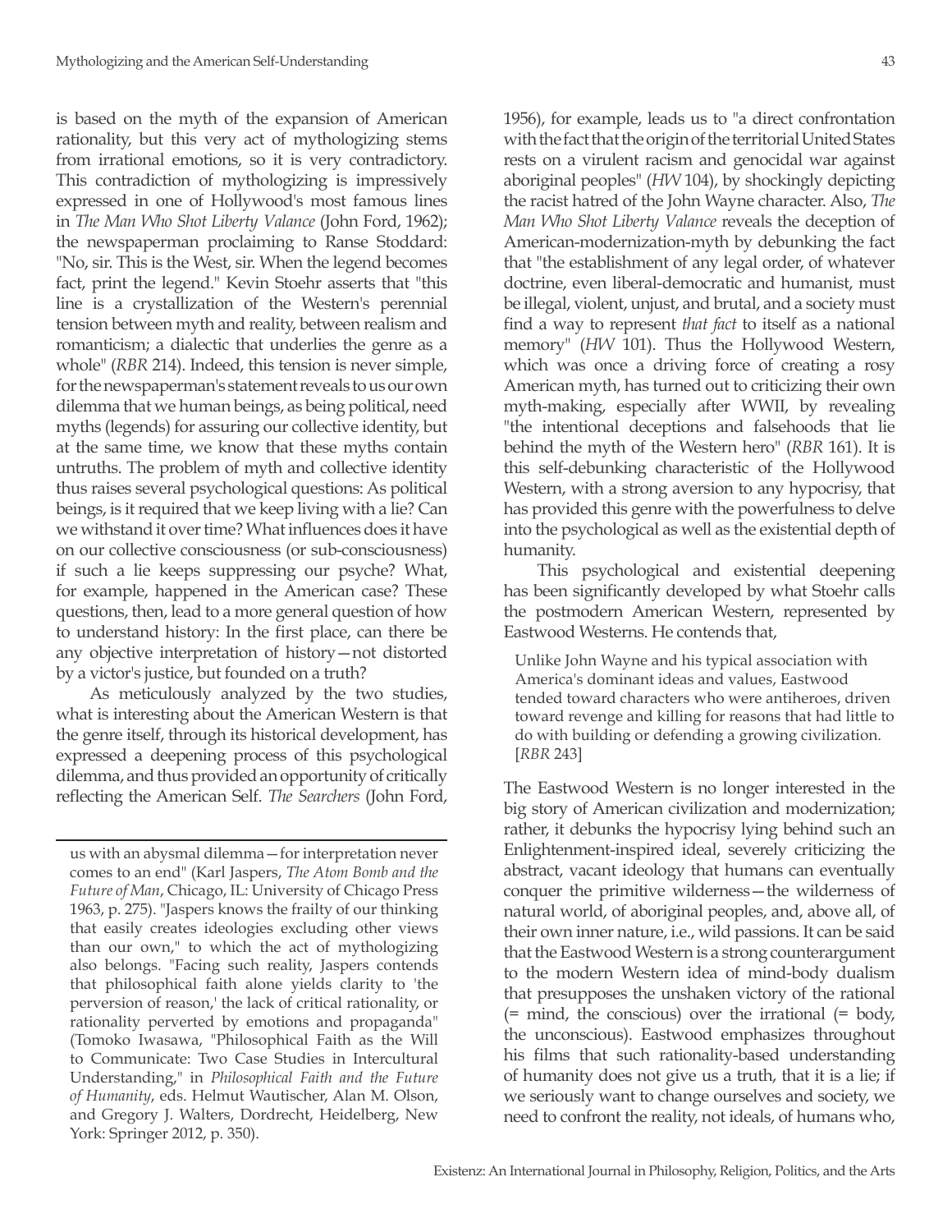is based on the myth of the expansion of American rationality, but this very act of mythologizing stems from irrational emotions, so it is very contradictory. This contradiction of mythologizing is impressively expressed in one of Hollywood's most famous lines in *The Man Who Shot Liberty Valance* (John Ford, 1962); the newspaperman proclaiming to Ranse Stoddard: "No, sir. This is the West, sir. When the legend becomes fact, print the legend." Kevin Stoehr asserts that "this line is a crystallization of the Western's perennial tension between myth and reality, between realism and romanticism; a dialectic that underlies the genre as a whole" (*RBR* 214). Indeed, this tension is never simple, for the newspaperman's statement reveals to us our own dilemma that we human beings, as being political, need myths (legends) for assuring our collective identity, but at the same time, we know that these myths contain untruths. The problem of myth and collective identity thus raises several psychological questions: As political beings, is it required that we keep living with a lie? Can we withstand it over time? What influences does it have on our collective consciousness (or sub-consciousness) if such a lie keeps suppressing our psyche? What, for example, happened in the American case? These questions, then, lead to a more general question of how to understand history: In the first place, can there be any objective interpretation of history—not distorted by a victor's justice, but founded on a truth?

As meticulously analyzed by the two studies, what is interesting about the American Western is that the genre itself, through its historical development, has expressed a deepening process of this psychological dilemma, and thus provided an opportunity of critically reflecting the American Self. *The Searchers* (John Ford, 1956), for example, leads us to "a direct confrontation with the fact that the origin of the territorial United States rests on a virulent racism and genocidal war against aboriginal peoples" (*HW* 104), by shockingly depicting the racist hatred of the John Wayne character. Also, *The Man Who Shot Liberty Valance* reveals the deception of American-modernization-myth by debunking the fact that "the establishment of any legal order, of whatever doctrine, even liberal-democratic and humanist, must be illegal, violent, unjust, and brutal, and a society must find a way to represent *that fact* to itself as a national memory" (*HW* 101). Thus the Hollywood Western, which was once a driving force of creating a rosy American myth, has turned out to criticizing their own myth-making, especially after WWII, by revealing "the intentional deceptions and falsehoods that lie behind the myth of the Western hero" (*RBR* 161). It is this self-debunking characteristic of the Hollywood Western, with a strong aversion to any hypocrisy, that has provided this genre with the powerfulness to delve into the psychological as well as the existential depth of humanity.

This psychological and existential deepening has been significantly developed by what Stoehr calls the postmodern American Western, represented by Eastwood Westerns. He contends that,

> Unlike John Wayne and his typical association with America's dominant ideas and values, Eastwood tended toward characters who were antiheroes, driven toward revenge and killing for reasons that had little to do with building or defending a growing civilization. [*RBR* 243]

The Eastwood Western is no longer interested in the big story of American civilization and modernization; rather, it debunks the hypocrisy lying behind such an Enlightenment-inspired ideal, severely criticizing the abstract, vacant ideology that humans can eventually conquer the primitive wilderness—the wilderness of natural world, of aboriginal peoples, and, above all, of their own inner nature, i.e., wild passions. It can be said that the Eastwood Western is a strong counterargument to the modern Western idea of mind-body dualism that presupposes the unshaken victory of the rational (= mind, the conscious) over the irrational (= body, the unconscious). Eastwood emphasizes throughout his films that such rationality-based understanding of humanity does not give us a truth, that it is a lie; if we seriously want to change ourselves and society, we need to confront the reality, not ideals, of humans who,

---

us with an abysmal dilemma—for interpretation never comes to an end" (Karl Jaspers, *The Atom Bomb and the Future of Man*, Chicago, IL: University of Chicago Press 1963, p. 275). "Jaspers knows the frailty of our thinking that easily creates ideologies excluding other views than our own," to which the act of mythologizing also belongs. "Facing such reality, Jaspers contends that philosophical faith alone yields clarity to 'the perversion of reason,' the lack of critical rationality, or rationality perverted by emotions and propaganda" (Tomoko Iwasawa, "Philosophical Faith as the Will to Communicate: Two Case Studies in Intercultural Understanding," in *Philosophical Faith and the Future of Humanity*, eds. Helmut Wautischer, Alan M. Olson, and Gregory J. Walters, Dordrecht, Heidelberg, New York: Springer 2012, p. 350).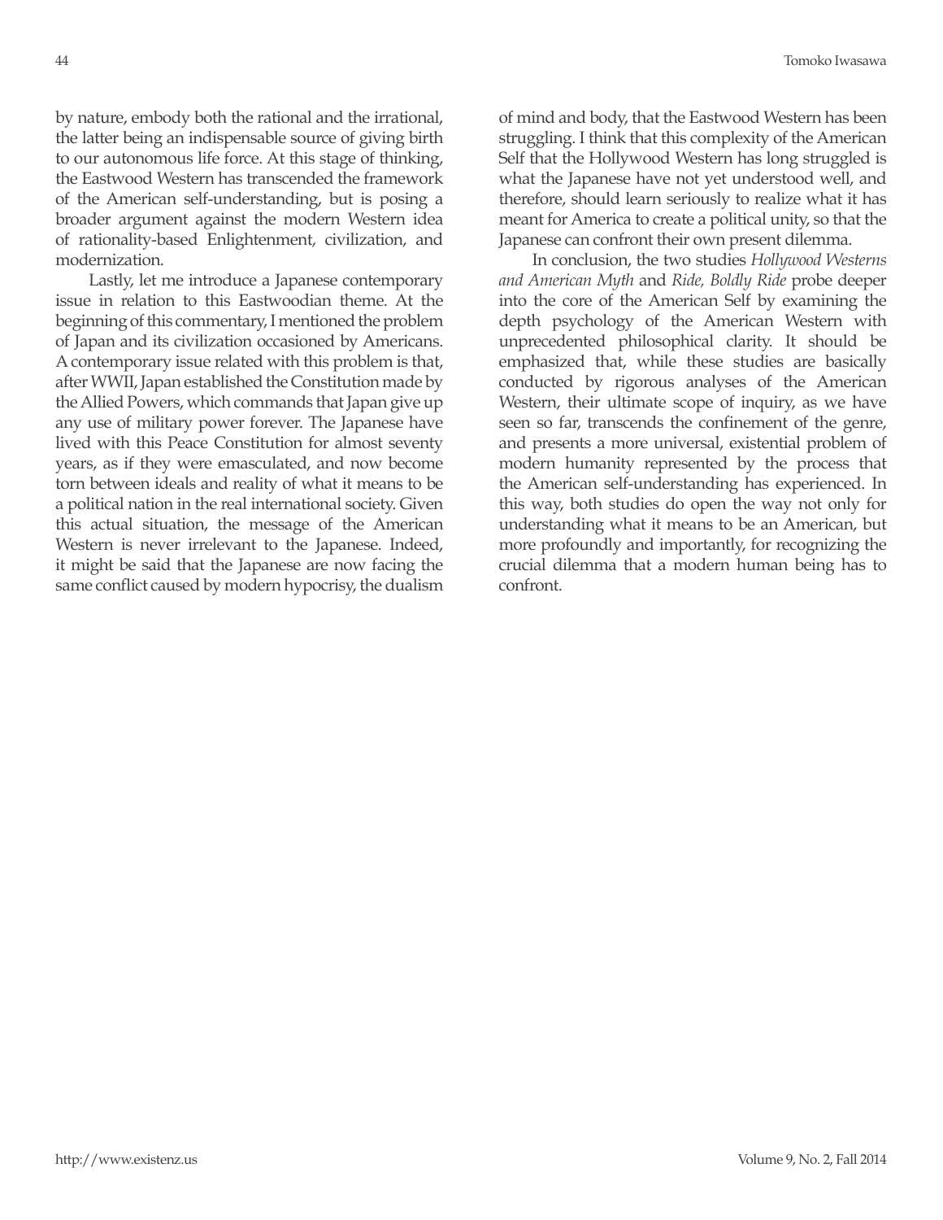by nature, embody both the rational and the irrational, the latter being an indispensable source of giving birth to our autonomous life force. At this stage of thinking, the Eastwood Western has transcended the framework of the American self-understanding, but is posing a broader argument against the modern Western idea of rationality-based Enlightenment, civilization, and modernization.

Lastly, let me introduce a Japanese contemporary issue in relation to this Eastwoodian theme. At the beginning of this commentary, I mentioned the problem of Japan and its civilization occasioned by Americans. A contemporary issue related with this problem is that, after WWII, Japan established the Constitution made by the Allied Powers, which commands that Japan give up any use of military power forever. The Japanese have lived with this Peace Constitution for almost seventy years, as if they were emasculated, and now become torn between ideals and reality of what it means to be a political nation in the real international society. Given this actual situation, the message of the American Western is never irrelevant to the Japanese. Indeed, it might be said that the Japanese are now facing the same conflict caused by modern hypocrisy, the dualism of mind and body, that the Eastwood Western has been struggling. I think that this complexity of the American Self that the Hollywood Western has long struggled is what the Japanese have not yet understood well, and therefore, should learn seriously to realize what it has meant for America to create a political unity, so that the Japanese can confront their own present dilemma.

In conclusion, the two studies *Hollywood Westerns and American Myth* and *Ride, Boldly Ride* probe deeper into the core of the American Self by examining the depth psychology of the American Western with unprecedented philosophical clarity. It should be emphasized that, while these studies are basically conducted by rigorous analyses of the American Western, their ultimate scope of inquiry, as we have seen so far, transcends the confinement of the genre, and presents a more universal, existential problem of modern humanity represented by the process that the American self-understanding has experienced. In this way, both studies do open the way not only for understanding what it means to be an American, but more profoundly and importantly, for recognizing the crucial dilemma that a modern human being has to confront.